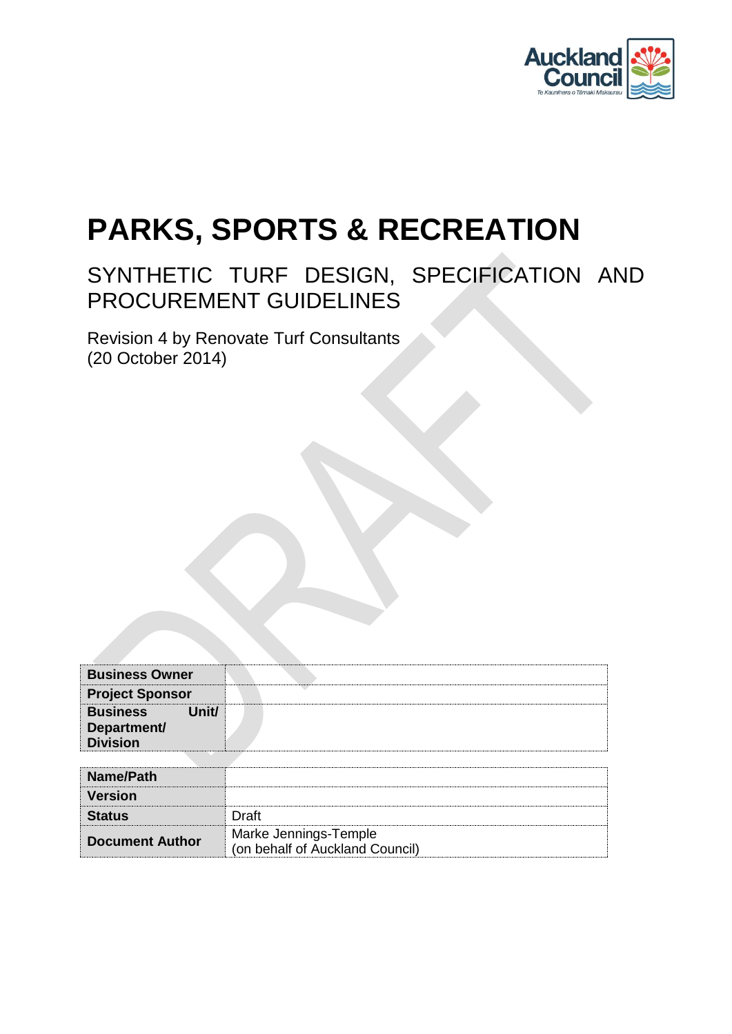Auckland Council

Te Kaunihera o Tāmaki Makaurau

# PARKS, SPORTS & RECREATION

## SYNTHETIC TURF DESIGN, SPECIFICATION AND PROCUREMENT GUIDELINES

Revision 4 by Renovate Turf Consultants
(20 October 2014)

DRAFT

| | |
|---|---|
| **Business Owner** | |
| **Project Sponsor** | |
| **Business Unit/ Department/ Division** | |

| | |
|---|---|
| **Name/Path** | |
| **Version** | |
| **Status** | Draft |
| **Document Author** | Marke Jennings-Temple (on behalf of Auckland Council) |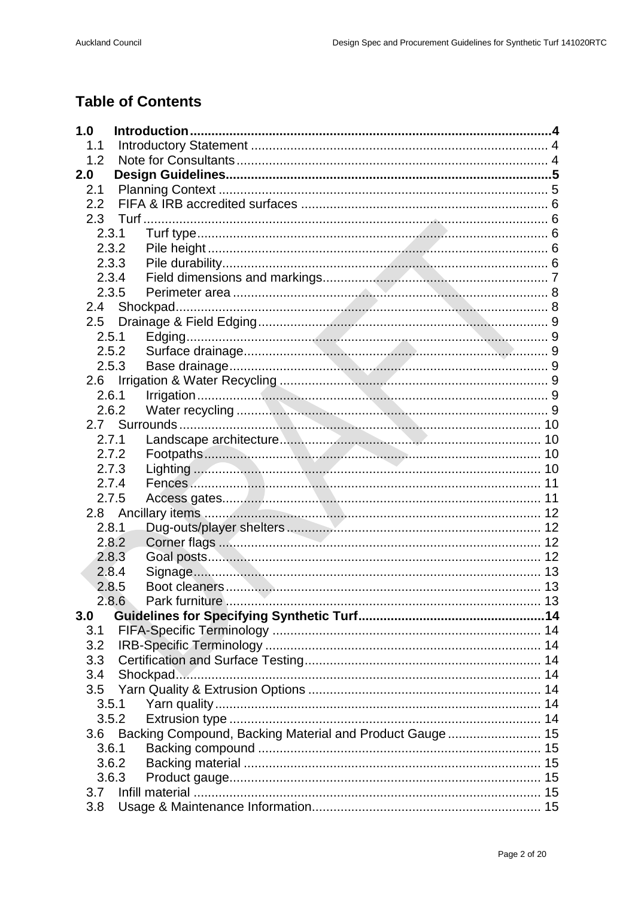# Table of Contents

**1.0 Introduction .......... 4**
- 1.1 Introductory Statement .......... 4
- 1.2 Note for Consultants .......... 4

**2.0 Design Guidelines .......... 5**
- 2.1 Planning Context .......... 5
- 2.2 FIFA & IRB accredited surfaces .......... 6
- 2.3 Turf .......... 6
  - 2.3.1 Turf type .......... 6
  - 2.3.2 Pile height .......... 6
  - 2.3.3 Pile durability .......... 6
  - 2.3.4 Field dimensions and markings .......... 7
  - 2.3.5 Perimeter area .......... 8
- 2.4 Shockpad .......... 8
- 2.5 Drainage & Field Edging .......... 9
  - 2.5.1 Edging .......... 9
  - 2.5.2 Surface drainage .......... 9
  - 2.5.3 Base drainage .......... 9
- 2.6 Irrigation & Water Recycling .......... 9
  - 2.6.1 Irrigation .......... 9
  - 2.6.2 Water recycling .......... 9
- 2.7 Surrounds .......... 10
  - 2.7.1 Landscape architecture .......... 10
  - 2.7.2 Footpaths .......... 10
  - 2.7.3 Lighting .......... 10
  - 2.7.4 Fences .......... 11
  - 2.7.5 Access gates .......... 11
- 2.8 Ancillary items .......... 12
  - 2.8.1 Dug-outs/player shelters .......... 12
  - 2.8.2 Corner flags .......... 12
  - 2.8.3 Goal posts .......... 12
  - 2.8.4 Signage .......... 13
  - 2.8.5 Boot cleaners .......... 13
  - 2.8.6 Park furniture .......... 13

**3.0 Guidelines for Specifying Synthetic Turf .......... 14**
- 3.1 FIFA-Specific Terminology .......... 14
- 3.2 IRB-Specific Terminology .......... 14
- 3.3 Certification and Surface Testing .......... 14
- 3.4 Shockpad .......... 14
- 3.5 Yarn Quality & Extrusion Options .......... 14
  - 3.5.1 Yarn quality .......... 14
  - 3.5.2 Extrusion type .......... 14
- 3.6 Backing Compound, Backing Material and Product Gauge .......... 15
  - 3.6.1 Backing compound .......... 15
  - 3.6.2 Backing material .......... 15
  - 3.6.3 Product gauge .......... 15
- 3.7 Infill material .......... 15
- 3.8 Usage & Maintenance Information .......... 15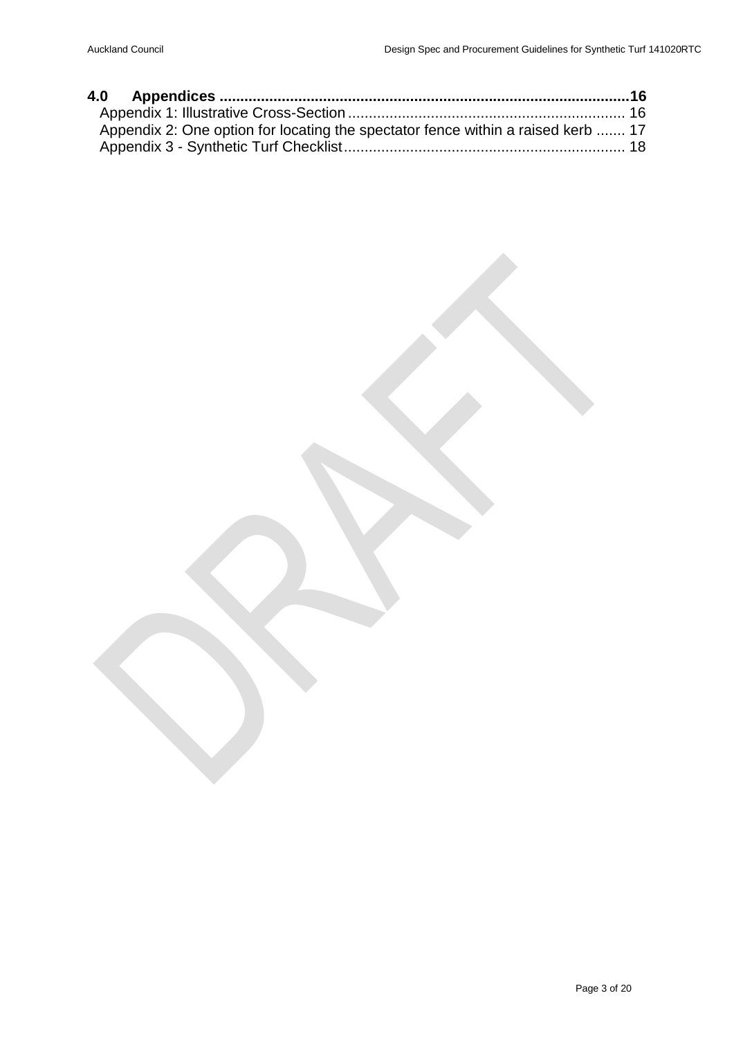**4.0 Appendices ..........................................................................................16**

Appendix 1: Illustrative Cross-Section .................................................................. 16

Appendix 2: One option for locating the spectator fence within a raised kerb ....... 17

Appendix 3 - Synthetic Turf Checklist .................................................................. 18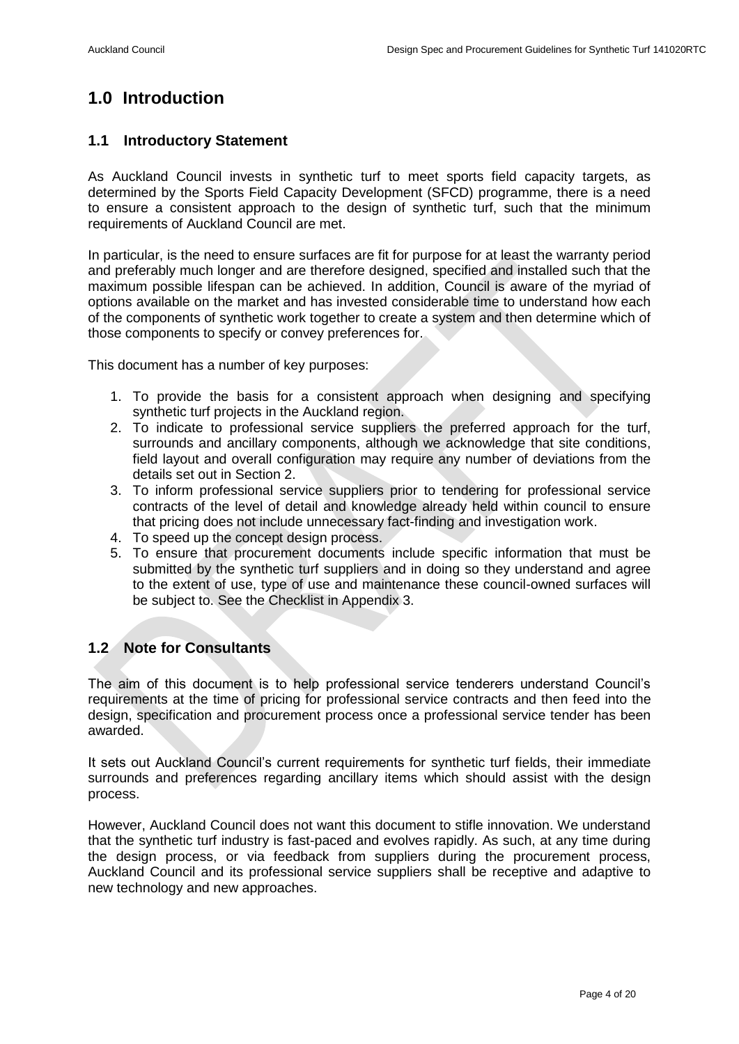# 1.0 Introduction

## 1.1 Introductory Statement

As Auckland Council invests in synthetic turf to meet sports field capacity targets, as determined by the Sports Field Capacity Development (SFCD) programme, there is a need to ensure a consistent approach to the design of synthetic turf, such that the minimum requirements of Auckland Council are met.

In particular, is the need to ensure surfaces are fit for purpose for at least the warranty period and preferably much longer and are therefore designed, specified and installed such that the maximum possible lifespan can be achieved. In addition, Council is aware of the myriad of options available on the market and has invested considerable time to understand how each of the components of synthetic work together to create a system and then determine which of those components to specify or convey preferences for.

This document has a number of key purposes:

1. To provide the basis for a consistent approach when designing and specifying synthetic turf projects in the Auckland region.
2. To indicate to professional service suppliers the preferred approach for the turf, surrounds and ancillary components, although we acknowledge that site conditions, field layout and overall configuration may require any number of deviations from the details set out in Section 2.
3. To inform professional service suppliers prior to tendering for professional service contracts of the level of detail and knowledge already held within council to ensure that pricing does not include unnecessary fact-finding and investigation work.
4. To speed up the concept design process.
5. To ensure that procurement documents include specific information that must be submitted by the synthetic turf suppliers and in doing so they understand and agree to the extent of use, type of use and maintenance these council-owned surfaces will be subject to. See the Checklist in Appendix 3.

## 1.2 Note for Consultants

The aim of this document is to help professional service tenderers understand Council's requirements at the time of pricing for professional service contracts and then feed into the design, specification and procurement process once a professional service tender has been awarded.

It sets out Auckland Council's current requirements for synthetic turf fields, their immediate surrounds and preferences regarding ancillary items which should assist with the design process.

However, Auckland Council does not want this document to stifle innovation. We understand that the synthetic turf industry is fast-paced and evolves rapidly. As such, at any time during the design process, or via feedback from suppliers during the procurement process, Auckland Council and its professional service suppliers shall be receptive and adaptive to new technology and new approaches.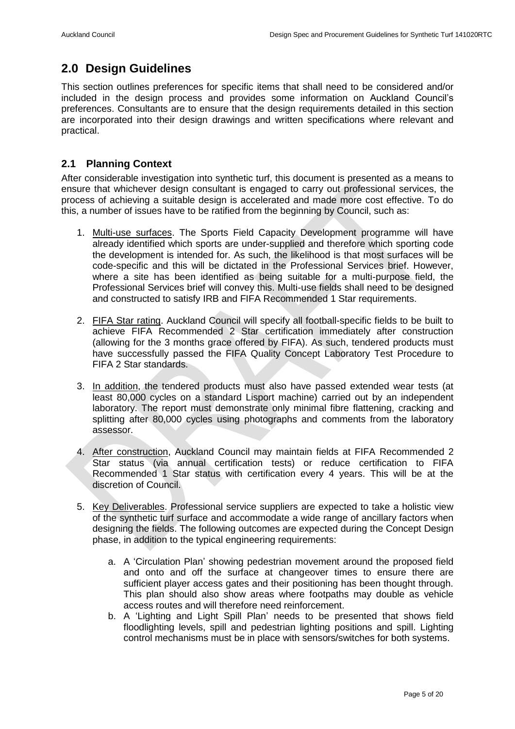# 2.0 Design Guidelines

This section outlines preferences for specific items that shall need to be considered and/or included in the design process and provides some information on Auckland Council's preferences. Consultants are to ensure that the design requirements detailed in this section are incorporated into their design drawings and written specifications where relevant and practical.

## 2.1 Planning Context

After considerable investigation into synthetic turf, this document is presented as a means to ensure that whichever design consultant is engaged to carry out professional services, the process of achieving a suitable design is accelerated and made more cost effective. To do this, a number of issues have to be ratified from the beginning by Council, such as:

1. Multi-use surfaces. The Sports Field Capacity Development programme will have already identified which sports are under-supplied and therefore which sporting code the development is intended for. As such, the likelihood is that most surfaces will be code-specific and this will be dictated in the Professional Services brief. However, where a site has been identified as being suitable for a multi-purpose field, the Professional Services brief will convey this. Multi-use fields shall need to be designed and constructed to satisfy IRB and FIFA Recommended 1 Star requirements.

2. FIFA Star rating. Auckland Council will specify all football-specific fields to be built to achieve FIFA Recommended 2 Star certification immediately after construction (allowing for the 3 months grace offered by FIFA). As such, tendered products must have successfully passed the FIFA Quality Concept Laboratory Test Procedure to FIFA 2 Star standards.

3. In addition, the tendered products must also have passed extended wear tests (at least 80,000 cycles on a standard Lisport machine) carried out by an independent laboratory. The report must demonstrate only minimal fibre flattening, cracking and splitting after 80,000 cycles using photographs and comments from the laboratory assessor.

4. After construction, Auckland Council may maintain fields at FIFA Recommended 2 Star status (via annual certification tests) or reduce certification to FIFA Recommended 1 Star status with certification every 4 years. This will be at the discretion of Council.

5. Key Deliverables. Professional service suppliers are expected to take a holistic view of the synthetic turf surface and accommodate a wide range of ancillary factors when designing the fields. The following outcomes are expected during the Concept Design phase, in addition to the typical engineering requirements:

   a. A 'Circulation Plan' showing pedestrian movement around the proposed field and onto and off the surface at changeover times to ensure there are sufficient player access gates and their positioning has been thought through. This plan should also show areas where footpaths may double as vehicle access routes and will therefore need reinforcement.

   b. A 'Lighting and Light Spill Plan' needs to be presented that shows field floodlighting levels, spill and pedestrian lighting positions and spill. Lighting control mechanisms must be in place with sensors/switches for both systems.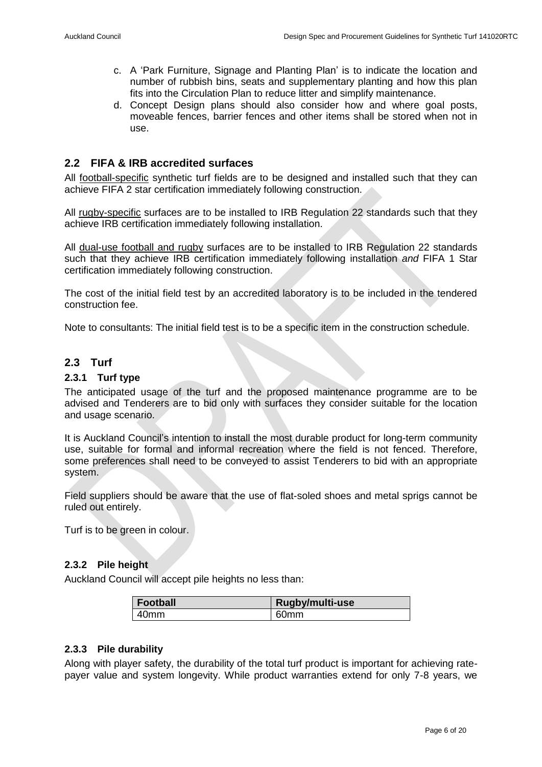c. A 'Park Furniture, Signage and Planting Plan' is to indicate the location and number of rubbish bins, seats and supplementary planting and how this plan fits into the Circulation Plan to reduce litter and simplify maintenance.

d. Concept Design plans should also consider how and where goal posts, moveable fences, barrier fences and other items shall be stored when not in use.

## 2.2 FIFA & IRB accredited surfaces

All football-specific synthetic turf fields are to be designed and installed such that they can achieve FIFA 2 star certification immediately following construction.

All rugby-specific surfaces are to be installed to IRB Regulation 22 standards such that they achieve IRB certification immediately following installation.

All dual-use football and rugby surfaces are to be installed to IRB Regulation 22 standards such that they achieve IRB certification immediately following installation *and* FIFA 1 Star certification immediately following construction.

The cost of the initial field test by an accredited laboratory is to be included in the tendered construction fee.

Note to consultants: The initial field test is to be a specific item in the construction schedule.

## 2.3 Turf

### 2.3.1 Turf type

The anticipated usage of the turf and the proposed maintenance programme are to be advised and Tenderers are to bid only with surfaces they consider suitable for the location and usage scenario.

It is Auckland Council's intention to install the most durable product for long-term community use, suitable for formal and informal recreation where the field is not fenced. Therefore, some preferences shall need to be conveyed to assist Tenderers to bid with an appropriate system.

Field suppliers should be aware that the use of flat-soled shoes and metal sprigs cannot be ruled out entirely.

Turf is to be green in colour.

### 2.3.2 Pile height

Auckland Council will accept pile heights no less than:

| Football | Rugby/multi-use |
|---|---|
| 40mm | 60mm |

### 2.3.3 Pile durability

Along with player safety, the durability of the total turf product is important for achieving rate-payer value and system longevity. While product warranties extend for only 7-8 years, we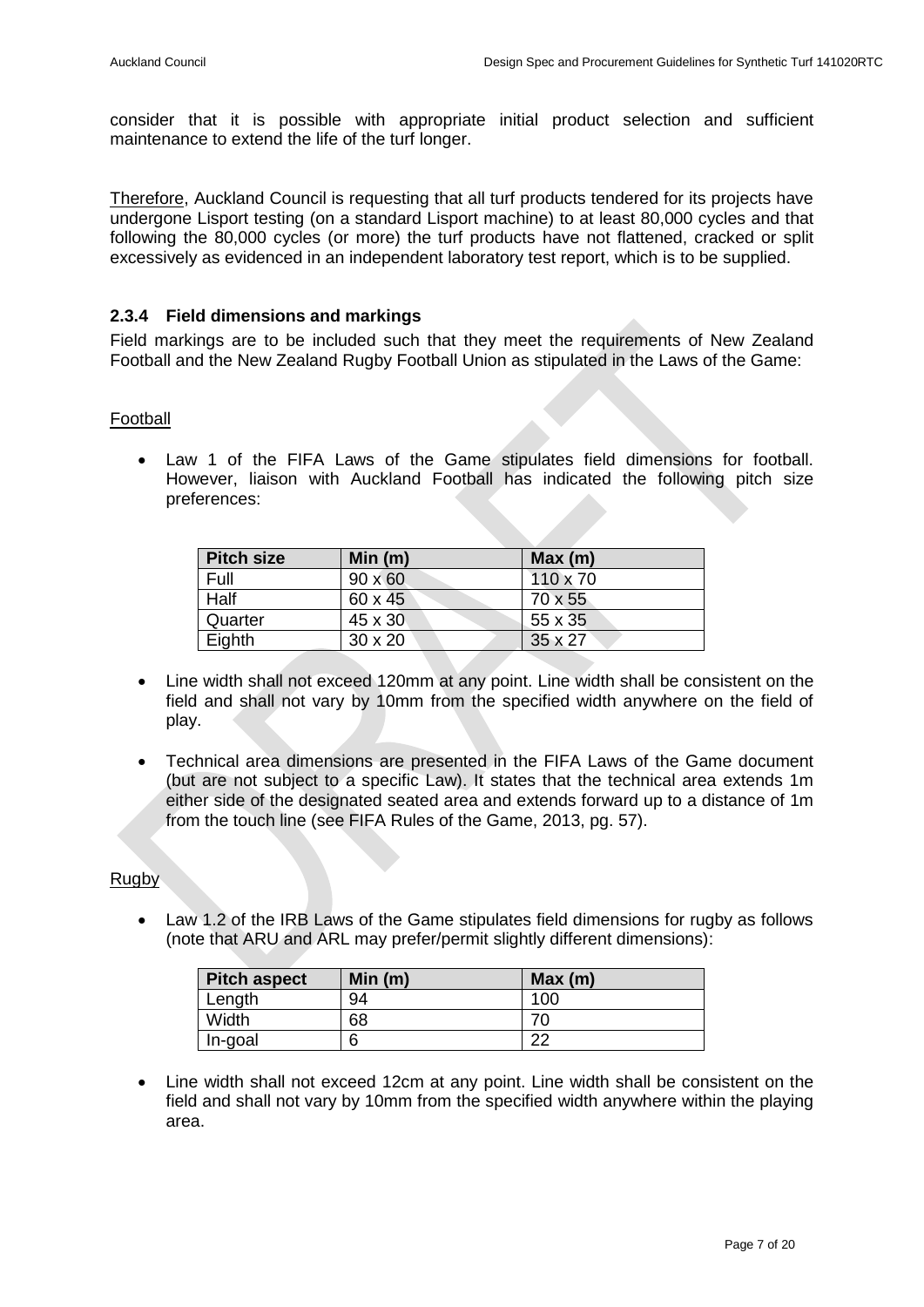consider that it is possible with appropriate initial product selection and sufficient maintenance to extend the life of the turf longer.

Therefore, Auckland Council is requesting that all turf products tendered for its projects have undergone Lisport testing (on a standard Lisport machine) to at least 80,000 cycles and that following the 80,000 cycles (or more) the turf products have not flattened, cracked or split excessively as evidenced in an independent laboratory test report, which is to be supplied.

### 2.3.4 Field dimensions and markings

Field markings are to be included such that they meet the requirements of New Zealand Football and the New Zealand Rugby Football Union as stipulated in the Laws of the Game:

Football

- Law 1 of the FIFA Laws of the Game stipulates field dimensions for football. However, liaison with Auckland Football has indicated the following pitch size preferences:

| Pitch size | Min (m) | Max (m) |
|---|---|---|
| Full | 90 x 60 | 110 x 70 |
| Half | 60 x 45 | 70 x 55 |
| Quarter | 45 x 30 | 55 x 35 |
| Eighth | 30 x 20 | 35 x 27 |

- Line width shall not exceed 120mm at any point. Line width shall be consistent on the field and shall not vary by 10mm from the specified width anywhere on the field of play.
- Technical area dimensions are presented in the FIFA Laws of the Game document (but are not subject to a specific Law). It states that the technical area extends 1m either side of the designated seated area and extends forward up to a distance of 1m from the touch line (see FIFA Rules of the Game, 2013, pg. 57).

Rugby

- Law 1.2 of the IRB Laws of the Game stipulates field dimensions for rugby as follows (note that ARU and ARL may prefer/permit slightly different dimensions):

| Pitch aspect | Min (m) | Max (m) |
|---|---|---|
| Length | 94 | 100 |
| Width | 68 | 70 |
| In-goal | 6 | 22 |

- Line width shall not exceed 12cm at any point. Line width shall be consistent on the field and shall not vary by 10mm from the specified width anywhere within the playing area.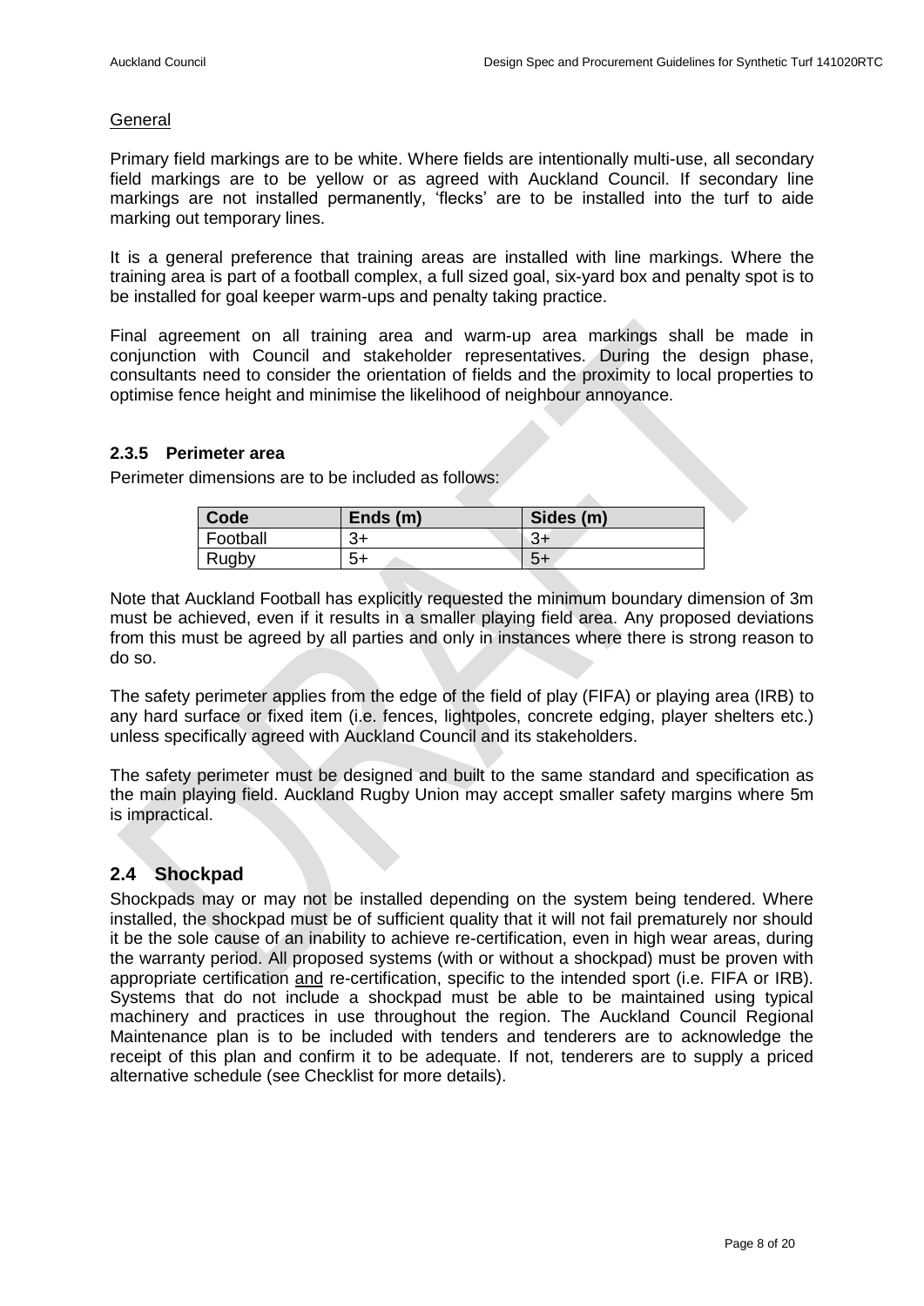General

Primary field markings are to be white. Where fields are intentionally multi-use, all secondary field markings are to be yellow or as agreed with Auckland Council. If secondary line markings are not installed permanently, 'flecks' are to be installed into the turf to aide marking out temporary lines.

It is a general preference that training areas are installed with line markings. Where the training area is part of a football complex, a full sized goal, six-yard box and penalty spot is to be installed for goal keeper warm-ups and penalty taking practice.

Final agreement on all training area and warm-up area markings shall be made in conjunction with Council and stakeholder representatives. During the design phase, consultants need to consider the orientation of fields and the proximity to local properties to optimise fence height and minimise the likelihood of neighbour annoyance.

### 2.3.5 Perimeter area

Perimeter dimensions are to be included as follows:

| Code | Ends (m) | Sides (m) |
|---|---|---|
| Football | 3+ | 3+ |
| Rugby | 5+ | 5+ |

Note that Auckland Football has explicitly requested the minimum boundary dimension of 3m must be achieved, even if it results in a smaller playing field area. Any proposed deviations from this must be agreed by all parties and only in instances where there is strong reason to do so.

The safety perimeter applies from the edge of the field of play (FIFA) or playing area (IRB) to any hard surface or fixed item (i.e. fences, lightpoles, concrete edging, player shelters etc.) unless specifically agreed with Auckland Council and its stakeholders.

The safety perimeter must be designed and built to the same standard and specification as the main playing field. Auckland Rugby Union may accept smaller safety margins where 5m is impractical.

## 2.4 Shockpad

Shockpads may or may not be installed depending on the system being tendered. Where installed, the shockpad must be of sufficient quality that it will not fail prematurely nor should it be the sole cause of an inability to achieve re-certification, even in high wear areas, during the warranty period. All proposed systems (with or without a shockpad) must be proven with appropriate certification and re-certification, specific to the intended sport (i.e. FIFA or IRB). Systems that do not include a shockpad must be able to be maintained using typical machinery and practices in use throughout the region. The Auckland Council Regional Maintenance plan is to be included with tenders and tenderers are to acknowledge the receipt of this plan and confirm it to be adequate. If not, tenderers are to supply a priced alternative schedule (see Checklist for more details).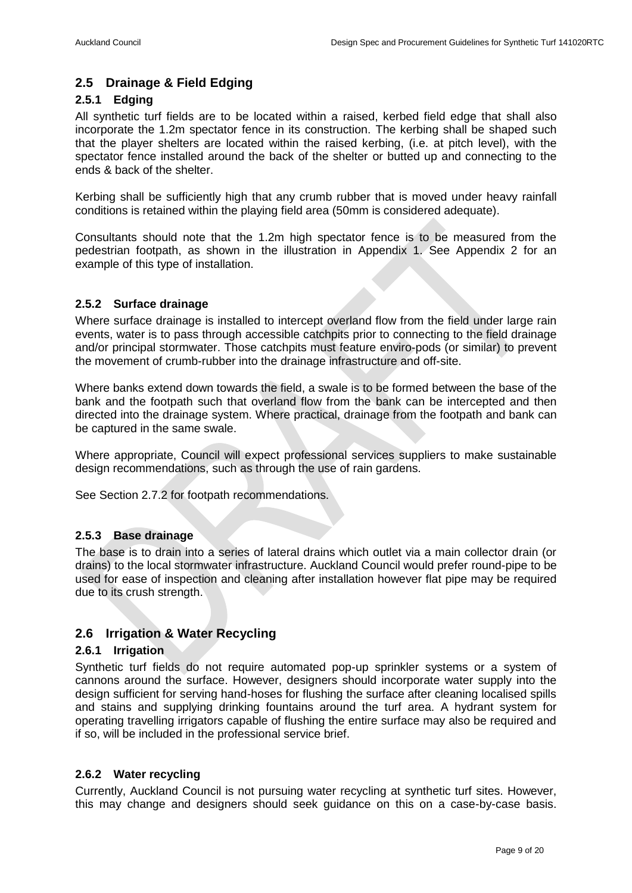## 2.5 Drainage & Field Edging

### 2.5.1 Edging

All synthetic turf fields are to be located within a raised, kerbed field edge that shall also incorporate the 1.2m spectator fence in its construction. The kerbing shall be shaped such that the player shelters are located within the raised kerbing, (i.e. at pitch level), with the spectator fence installed around the back of the shelter or butted up and connecting to the ends & back of the shelter.

Kerbing shall be sufficiently high that any crumb rubber that is moved under heavy rainfall conditions is retained within the playing field area (50mm is considered adequate).

Consultants should note that the 1.2m high spectator fence is to be measured from the pedestrian footpath, as shown in the illustration in Appendix 1. See Appendix 2 for an example of this type of installation.

### 2.5.2 Surface drainage

Where surface drainage is installed to intercept overland flow from the field under large rain events, water is to pass through accessible catchpits prior to connecting to the field drainage and/or principal stormwater. Those catchpits must feature enviro-pods (or similar) to prevent the movement of crumb-rubber into the drainage infrastructure and off-site.

Where banks extend down towards the field, a swale is to be formed between the base of the bank and the footpath such that overland flow from the bank can be intercepted and then directed into the drainage system. Where practical, drainage from the footpath and bank can be captured in the same swale.

Where appropriate, Council will expect professional services suppliers to make sustainable design recommendations, such as through the use of rain gardens.

See Section 2.7.2 for footpath recommendations.

### 2.5.3 Base drainage

The base is to drain into a series of lateral drains which outlet via a main collector drain (or drains) to the local stormwater infrastructure. Auckland Council would prefer round-pipe to be used for ease of inspection and cleaning after installation however flat pipe may be required due to its crush strength.

## 2.6 Irrigation & Water Recycling

### 2.6.1 Irrigation

Synthetic turf fields do not require automated pop-up sprinkler systems or a system of cannons around the surface. However, designers should incorporate water supply into the design sufficient for serving hand-hoses for flushing the surface after cleaning localised spills and stains and supplying drinking fountains around the turf area. A hydrant system for operating travelling irrigators capable of flushing the entire surface may also be required and if so, will be included in the professional service brief.

### 2.6.2 Water recycling

Currently, Auckland Council is not pursuing water recycling at synthetic turf sites. However, this may change and designers should seek guidance on this on a case-by-case basis.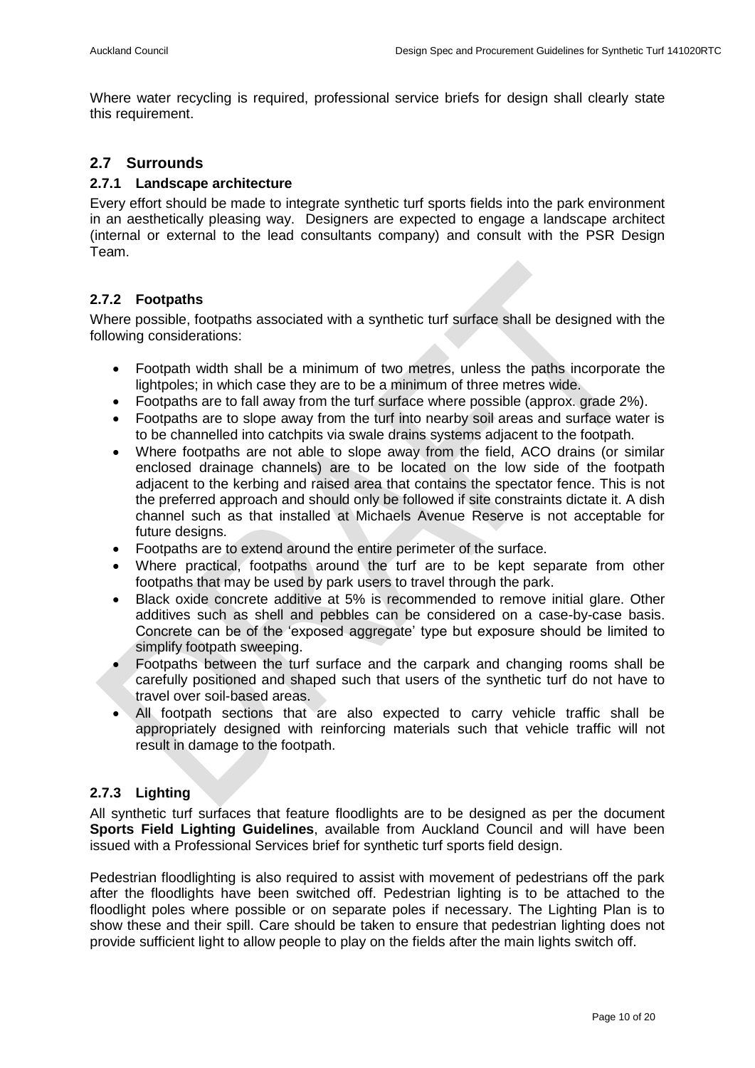Where water recycling is required, professional service briefs for design shall clearly state this requirement.

## 2.7 Surrounds

### 2.7.1 Landscape architecture

Every effort should be made to integrate synthetic turf sports fields into the park environment in an aesthetically pleasing way. Designers are expected to engage a landscape architect (internal or external to the lead consultants company) and consult with the PSR Design Team.

### 2.7.2 Footpaths

Where possible, footpaths associated with a synthetic turf surface shall be designed with the following considerations:

- Footpath width shall be a minimum of two metres, unless the paths incorporate the lightpoles; in which case they are to be a minimum of three metres wide.
- Footpaths are to fall away from the turf surface where possible (approx. grade 2%).
- Footpaths are to slope away from the turf into nearby soil areas and surface water is to be channelled into catchpits via swale drains systems adjacent to the footpath.
- Where footpaths are not able to slope away from the field, ACO drains (or similar enclosed drainage channels) are to be located on the low side of the footpath adjacent to the kerbing and raised area that contains the spectator fence. This is not the preferred approach and should only be followed if site constraints dictate it. A dish channel such as that installed at Michaels Avenue Reserve is not acceptable for future designs.
- Footpaths are to extend around the entire perimeter of the surface.
- Where practical, footpaths around the turf are to be kept separate from other footpaths that may be used by park users to travel through the park.
- Black oxide concrete additive at 5% is recommended to remove initial glare. Other additives such as shell and pebbles can be considered on a case-by-case basis. Concrete can be of the 'exposed aggregate' type but exposure should be limited to simplify footpath sweeping.
- Footpaths between the turf surface and the carpark and changing rooms shall be carefully positioned and shaped such that users of the synthetic turf do not have to travel over soil-based areas.
- All footpath sections that are also expected to carry vehicle traffic shall be appropriately designed with reinforcing materials such that vehicle traffic will not result in damage to the footpath.

### 2.7.3 Lighting

All synthetic turf surfaces that feature floodlights are to be designed as per the document **Sports Field Lighting Guidelines**, available from Auckland Council and will have been issued with a Professional Services brief for synthetic turf sports field design.

Pedestrian floodlighting is also required to assist with movement of pedestrians off the park after the floodlights have been switched off. Pedestrian lighting is to be attached to the floodlight poles where possible or on separate poles if necessary. The Lighting Plan is to show these and their spill. Care should be taken to ensure that pedestrian lighting does not provide sufficient light to allow people to play on the fields after the main lights switch off.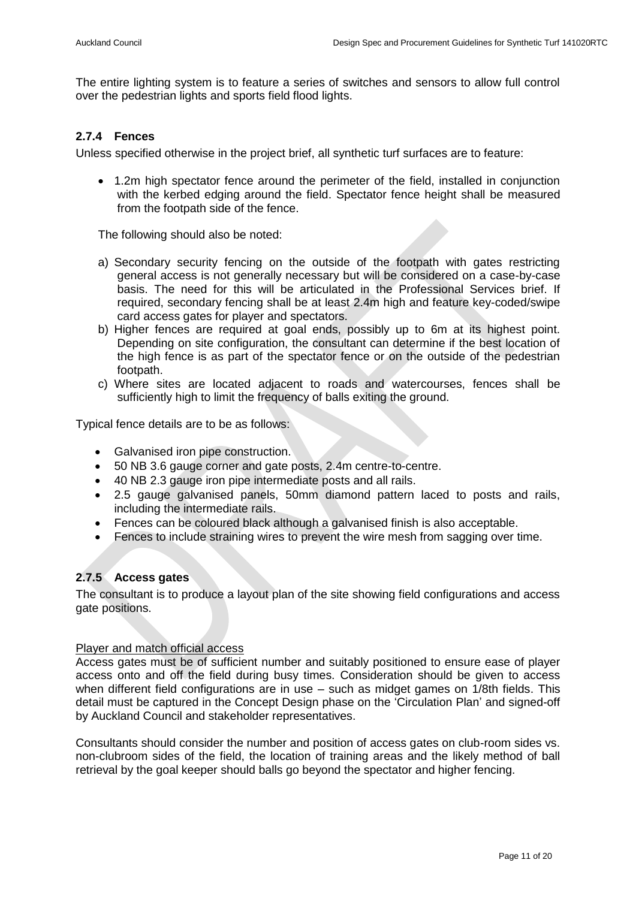The entire lighting system is to feature a series of switches and sensors to allow full control over the pedestrian lights and sports field flood lights.

### 2.7.4 Fences

Unless specified otherwise in the project brief, all synthetic turf surfaces are to feature:

- 1.2m high spectator fence around the perimeter of the field, installed in conjunction with the kerbed edging around the field. Spectator fence height shall be measured from the footpath side of the fence.

The following should also be noted:

a) Secondary security fencing on the outside of the footpath with gates restricting general access is not generally necessary but will be considered on a case-by-case basis. The need for this will be articulated in the Professional Services brief. If required, secondary fencing shall be at least 2.4m high and feature key-coded/swipe card access gates for player and spectators.
b) Higher fences are required at goal ends, possibly up to 6m at its highest point. Depending on site configuration, the consultant can determine if the best location of the high fence is as part of the spectator fence or on the outside of the pedestrian footpath.
c) Where sites are located adjacent to roads and watercourses, fences shall be sufficiently high to limit the frequency of balls exiting the ground.

Typical fence details are to be as follows:

- Galvanised iron pipe construction.
- 50 NB 3.6 gauge corner and gate posts, 2.4m centre-to-centre.
- 40 NB 2.3 gauge iron pipe intermediate posts and all rails.
- 2.5 gauge galvanised panels, 50mm diamond pattern laced to posts and rails, including the intermediate rails.
- Fences can be coloured black although a galvanised finish is also acceptable.
- Fences to include straining wires to prevent the wire mesh from sagging over time.

### 2.7.5 Access gates

The consultant is to produce a layout plan of the site showing field configurations and access gate positions.

Player and match official access

Access gates must be of sufficient number and suitably positioned to ensure ease of player access onto and off the field during busy times. Consideration should be given to access when different field configurations are in use – such as midget games on 1/8th fields. This detail must be captured in the Concept Design phase on the 'Circulation Plan' and signed-off by Auckland Council and stakeholder representatives.

Consultants should consider the number and position of access gates on club-room sides vs. non-clubroom sides of the field, the location of training areas and the likely method of ball retrieval by the goal keeper should balls go beyond the spectator and higher fencing.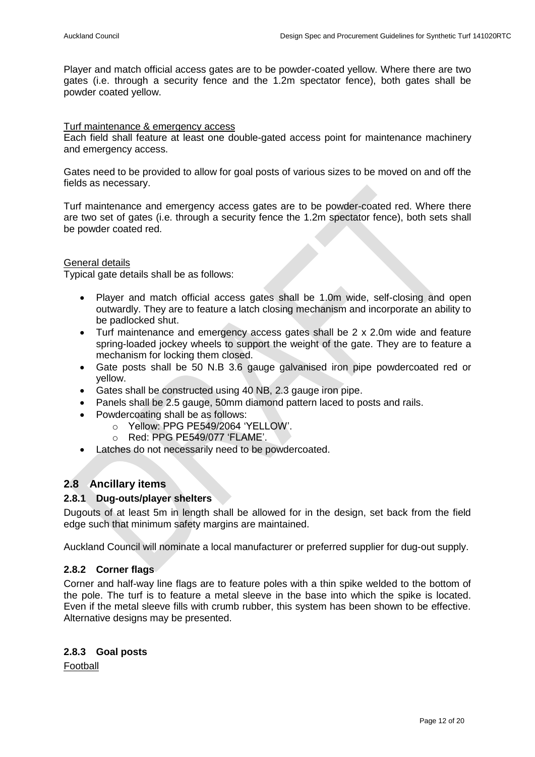Player and match official access gates are to be powder-coated yellow. Where there are two gates (i.e. through a security fence and the 1.2m spectator fence), both gates shall be powder coated yellow.

Turf maintenance & emergency access

Each field shall feature at least one double-gated access point for maintenance machinery and emergency access.

Gates need to be provided to allow for goal posts of various sizes to be moved on and off the fields as necessary.

Turf maintenance and emergency access gates are to be powder-coated red. Where there are two set of gates (i.e. through a security fence the 1.2m spectator fence), both sets shall be powder coated red.

General details

Typical gate details shall be as follows:

- Player and match official access gates shall be 1.0m wide, self-closing and open outwardly. They are to feature a latch closing mechanism and incorporate an ability to be padlocked shut.
- Turf maintenance and emergency access gates shall be 2 x 2.0m wide and feature spring-loaded jockey wheels to support the weight of the gate. They are to feature a mechanism for locking them closed.
- Gate posts shall be 50 N.B 3.6 gauge galvanised iron pipe powdercoated red or yellow.
- Gates shall be constructed using 40 NB, 2.3 gauge iron pipe.
- Panels shall be 2.5 gauge, 50mm diamond pattern laced to posts and rails.
- Powdercoating shall be as follows:
  - Yellow: PPG PE549/2064 'YELLOW'.
  - Red: PPG PE549/077 'FLAME'.
- Latches do not necessarily need to be powdercoated.

## 2.8 Ancillary items

### 2.8.1 Dug-outs/player shelters

Dugouts of at least 5m in length shall be allowed for in the design, set back from the field edge such that minimum safety margins are maintained.

Auckland Council will nominate a local manufacturer or preferred supplier for dug-out supply.

### 2.8.2 Corner flags

Corner and half-way line flags are to feature poles with a thin spike welded to the bottom of the pole. The turf is to feature a metal sleeve in the base into which the spike is located. Even if the metal sleeve fills with crumb rubber, this system has been shown to be effective. Alternative designs may be presented.

### 2.8.3 Goal posts

Football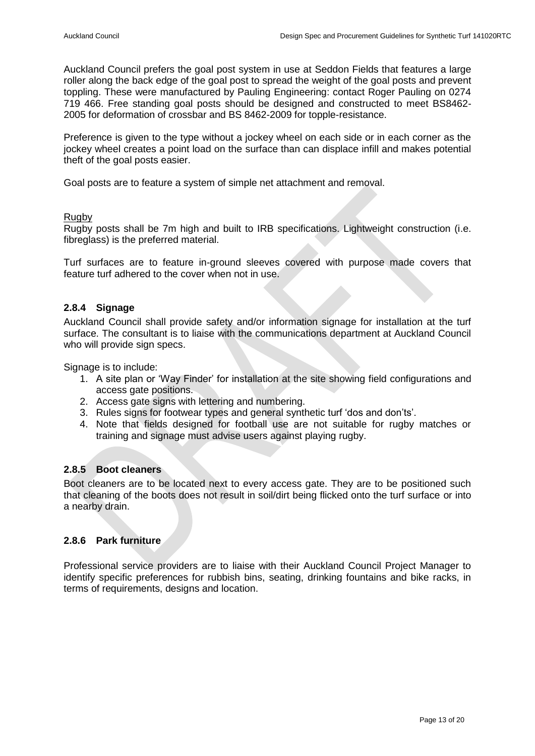Auckland Council prefers the goal post system in use at Seddon Fields that features a large roller along the back edge of the goal post to spread the weight of the goal posts and prevent toppling. These were manufactured by Pauling Engineering: contact Roger Pauling on 0274 719 466. Free standing goal posts should be designed and constructed to meet BS8462-2005 for deformation of crossbar and BS 8462-2009 for topple-resistance.

Preference is given to the type without a jockey wheel on each side or in each corner as the jockey wheel creates a point load on the surface than can displace infill and makes potential theft of the goal posts easier.

Goal posts are to feature a system of simple net attachment and removal.

Rugby

Rugby posts shall be 7m high and built to IRB specifications. Lightweight construction (i.e. fibreglass) is the preferred material.

Turf surfaces are to feature in-ground sleeves covered with purpose made covers that feature turf adhered to the cover when not in use.

### 2.8.4 Signage

Auckland Council shall provide safety and/or information signage for installation at the turf surface. The consultant is to liaise with the communications department at Auckland Council who will provide sign specs.

Signage is to include:

1. A site plan or 'Way Finder' for installation at the site showing field configurations and access gate positions.
2. Access gate signs with lettering and numbering.
3. Rules signs for footwear types and general synthetic turf 'dos and don'ts'.
4. Note that fields designed for football use are not suitable for rugby matches or training and signage must advise users against playing rugby.

### 2.8.5 Boot cleaners

Boot cleaners are to be located next to every access gate. They are to be positioned such that cleaning of the boots does not result in soil/dirt being flicked onto the turf surface or into a nearby drain.

### 2.8.6 Park furniture

Professional service providers are to liaise with their Auckland Council Project Manager to identify specific preferences for rubbish bins, seating, drinking fountains and bike racks, in terms of requirements, designs and location.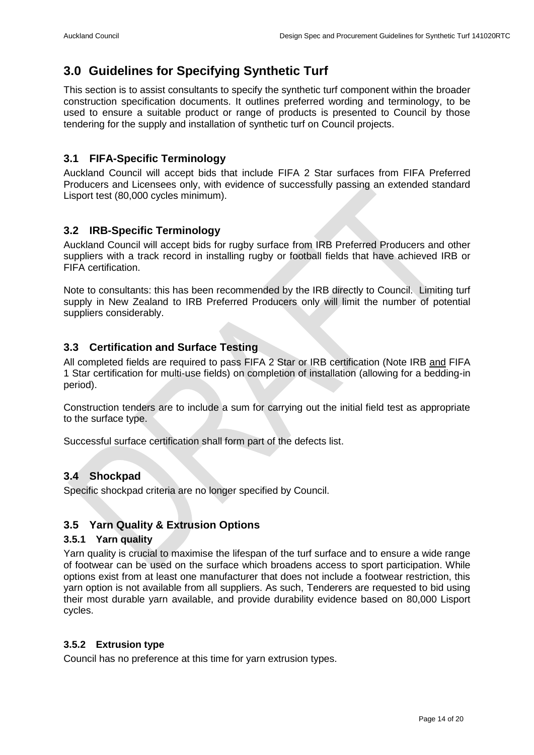# 3.0 Guidelines for Specifying Synthetic Turf

This section is to assist consultants to specify the synthetic turf component within the broader construction specification documents. It outlines preferred wording and terminology, to be used to ensure a suitable product or range of products is presented to Council by those tendering for the supply and installation of synthetic turf on Council projects.

## 3.1 FIFA-Specific Terminology

Auckland Council will accept bids that include FIFA 2 Star surfaces from FIFA Preferred Producers and Licensees only, with evidence of successfully passing an extended standard Lisport test (80,000 cycles minimum).

## 3.2 IRB-Specific Terminology

Auckland Council will accept bids for rugby surface from IRB Preferred Producers and other suppliers with a track record in installing rugby or football fields that have achieved IRB or FIFA certification.

Note to consultants: this has been recommended by the IRB directly to Council. Limiting turf supply in New Zealand to IRB Preferred Producers only will limit the number of potential suppliers considerably.

## 3.3 Certification and Surface Testing

All completed fields are required to pass FIFA 2 Star or IRB certification (Note IRB <u>and</u> FIFA 1 Star certification for multi-use fields) on completion of installation (allowing for a bedding-in period).

Construction tenders are to include a sum for carrying out the initial field test as appropriate to the surface type.

Successful surface certification shall form part of the defects list.

## 3.4 Shockpad

Specific shockpad criteria are no longer specified by Council.

## 3.5 Yarn Quality & Extrusion Options

### 3.5.1 Yarn quality

Yarn quality is crucial to maximise the lifespan of the turf surface and to ensure a wide range of footwear can be used on the surface which broadens access to sport participation. While options exist from at least one manufacturer that does not include a footwear restriction, this yarn option is not available from all suppliers. As such, Tenderers are requested to bid using their most durable yarn available, and provide durability evidence based on 80,000 Lisport cycles.

### 3.5.2 Extrusion type

Council has no preference at this time for yarn extrusion types.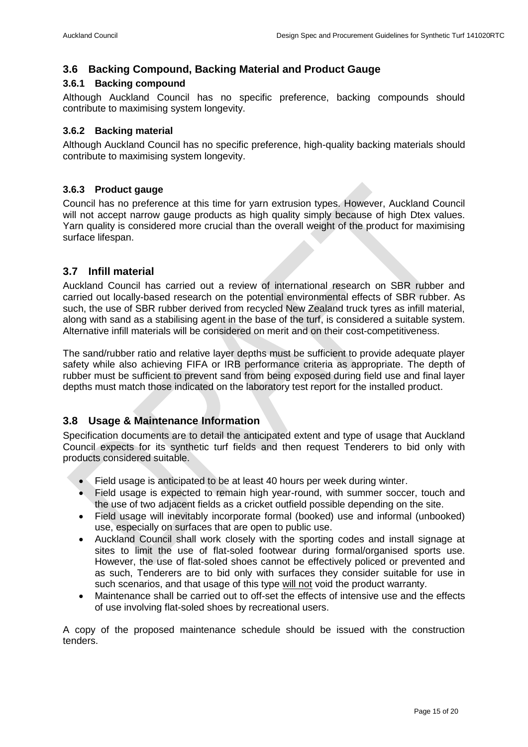## 3.6 Backing Compound, Backing Material and Product Gauge

### 3.6.1 Backing compound

Although Auckland Council has no specific preference, backing compounds should contribute to maximising system longevity.

### 3.6.2 Backing material

Although Auckland Council has no specific preference, high-quality backing materials should contribute to maximising system longevity.

### 3.6.3 Product gauge

Council has no preference at this time for yarn extrusion types. However, Auckland Council will not accept narrow gauge products as high quality simply because of high Dtex values. Yarn quality is considered more crucial than the overall weight of the product for maximising surface lifespan.

## 3.7 Infill material

Auckland Council has carried out a review of international research on SBR rubber and carried out locally-based research on the potential environmental effects of SBR rubber. As such, the use of SBR rubber derived from recycled New Zealand truck tyres as infill material, along with sand as a stabilising agent in the base of the turf, is considered a suitable system. Alternative infill materials will be considered on merit and on their cost-competitiveness.

The sand/rubber ratio and relative layer depths must be sufficient to provide adequate player safety while also achieving FIFA or IRB performance criteria as appropriate. The depth of rubber must be sufficient to prevent sand from being exposed during field use and final layer depths must match those indicated on the laboratory test report for the installed product.

## 3.8 Usage & Maintenance Information

Specification documents are to detail the anticipated extent and type of usage that Auckland Council expects for its synthetic turf fields and then request Tenderers to bid only with products considered suitable.

- Field usage is anticipated to be at least 40 hours per week during winter.
- Field usage is expected to remain high year-round, with summer soccer, touch and the use of two adjacent fields as a cricket outfield possible depending on the site.
- Field usage will inevitably incorporate formal (booked) use and informal (unbooked) use, especially on surfaces that are open to public use.
- Auckland Council shall work closely with the sporting codes and install signage at sites to limit the use of flat-soled footwear during formal/organised sports use. However, the use of flat-soled shoes cannot be effectively policed or prevented and as such, Tenderers are to bid only with surfaces they consider suitable for use in such scenarios, and that usage of this type will not void the product warranty.
- Maintenance shall be carried out to off-set the effects of intensive use and the effects of use involving flat-soled shoes by recreational users.

A copy of the proposed maintenance schedule should be issued with the construction tenders.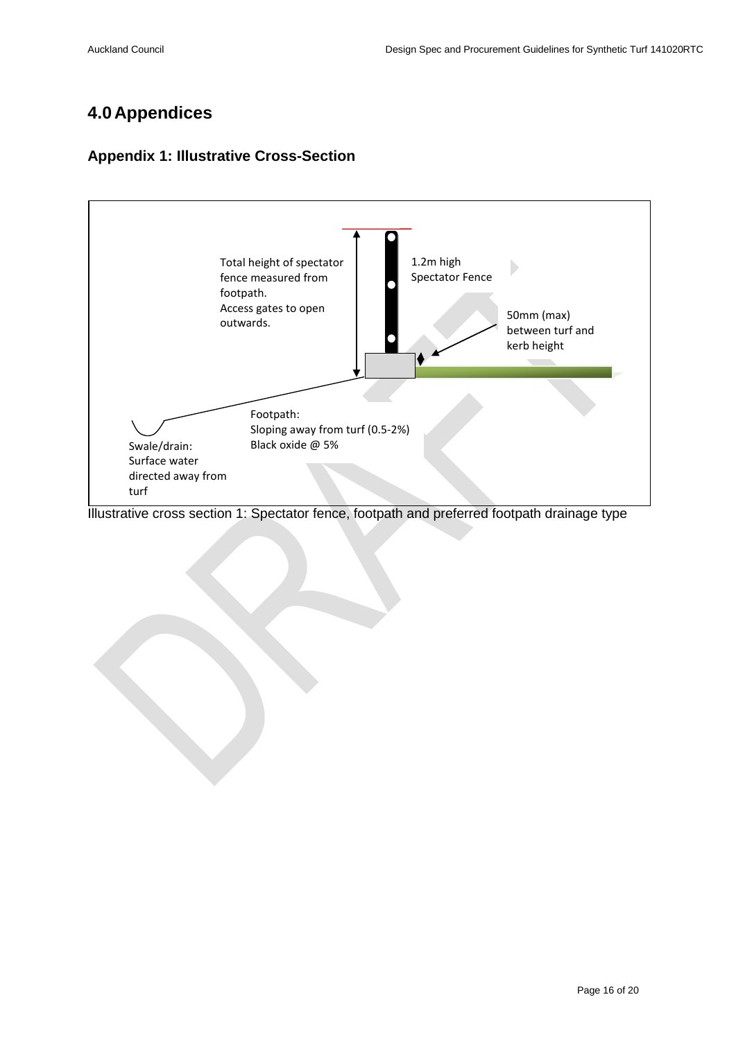# 4.0 Appendices

## Appendix 1: Illustrative Cross-Section

Total height of spectator fence measured from footpath.
Access gates to open outwards.

1.2m high Spectator Fence

50mm (max) between turf and kerb height

Footpath:
Sloping away from turf (0.5-2%)
Black oxide @ 5%

Swale/drain:
Surface water directed away from turf

Illustrative cross section 1: Spectator fence, footpath and preferred footpath drainage type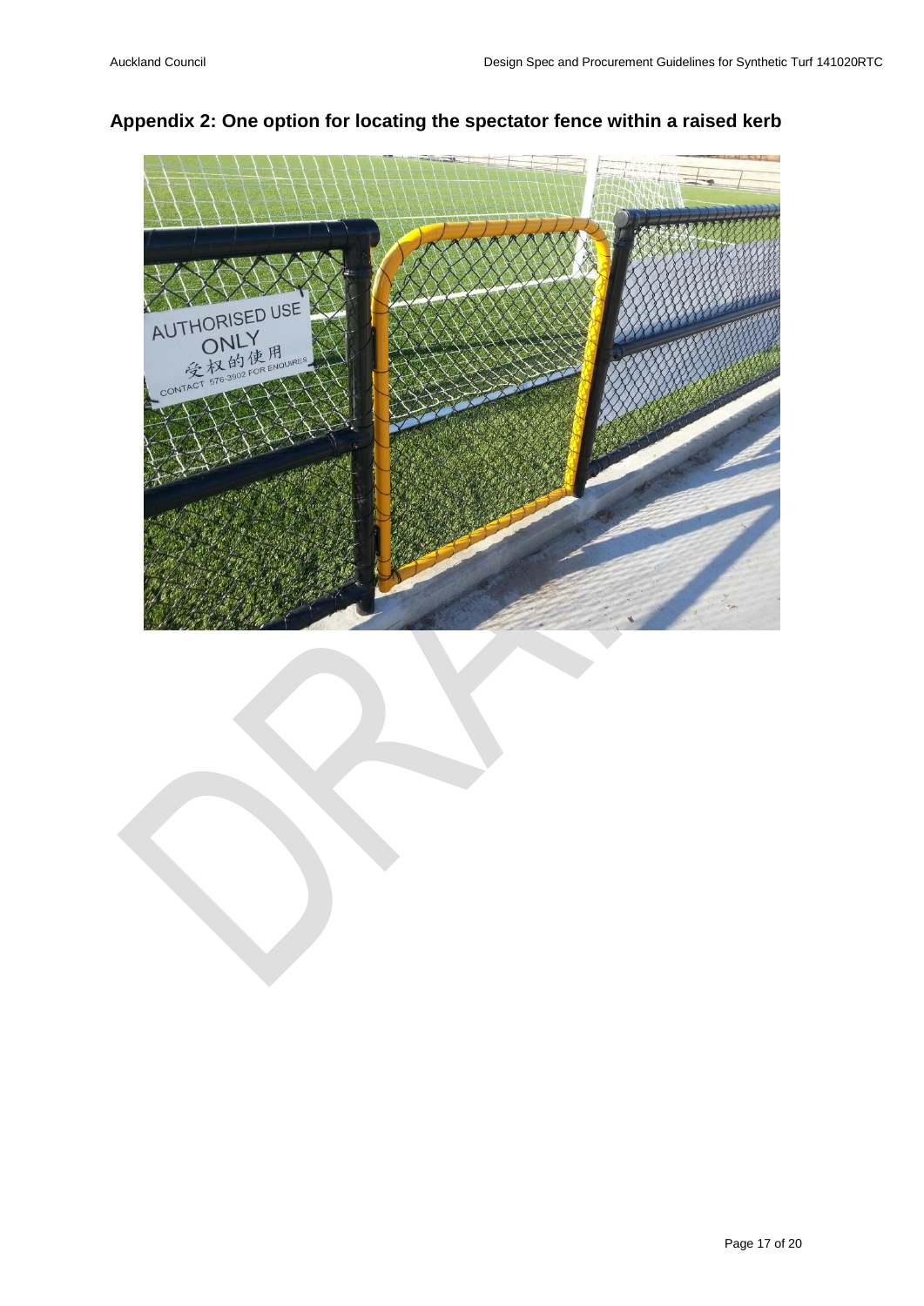## Appendix 2: One option for locating the spectator fence within a raised kerb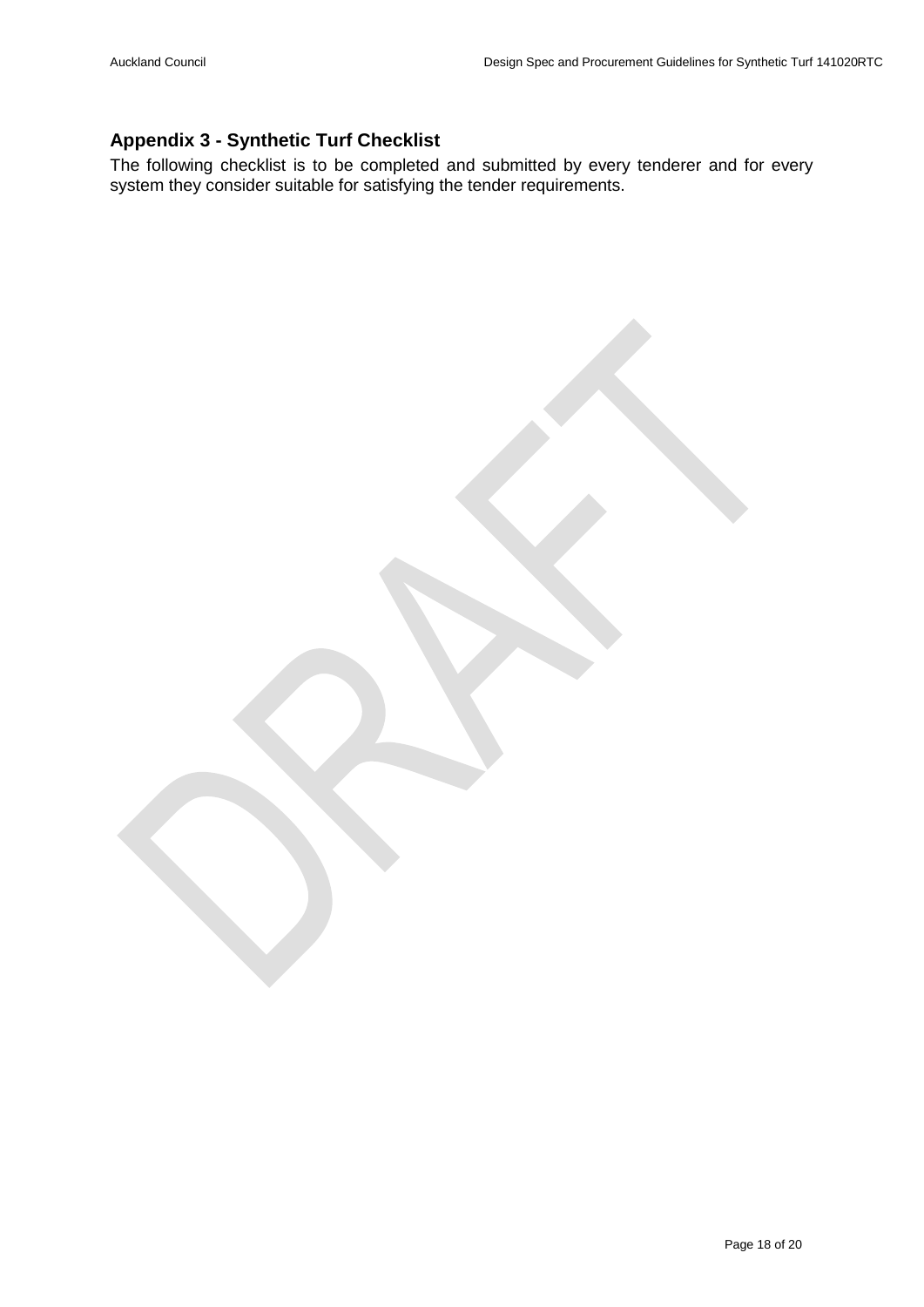## Appendix 3 - Synthetic Turf Checklist

The following checklist is to be completed and submitted by every tenderer and for every system they consider suitable for satisfying the tender requirements.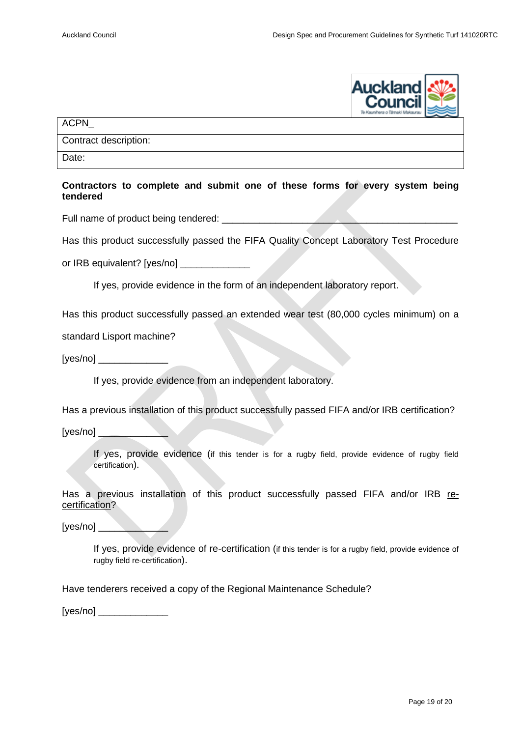| ACPN_ |
| --- |
| Contract description: |
| Date: |

**Contractors to complete and submit one of these forms for every system being tendered**

Full name of product being tendered: ____________________________________________

Has this product successfully passed the FIFA Quality Concept Laboratory Test Procedure or IRB equivalent? [yes/no] _____________

If yes, provide evidence in the form of an independent laboratory report.

Has this product successfully passed an extended wear test (80,000 cycles minimum) on a standard Lisport machine?

[yes/no] _____________

If yes, provide evidence from an independent laboratory.

Has a previous installation of this product successfully passed FIFA and/or IRB certification?

[yes/no] _____________

If yes, provide evidence (if this tender is for a rugby field, provide evidence of rugby field certification).

Has a previous installation of this product successfully passed FIFA and/or IRB re-certification?

[yes/no] _____________

If yes, provide evidence of re-certification (if this tender is for a rugby field, provide evidence of rugby field re-certification).

Have tenderers received a copy of the Regional Maintenance Schedule?

[yes/no] _____________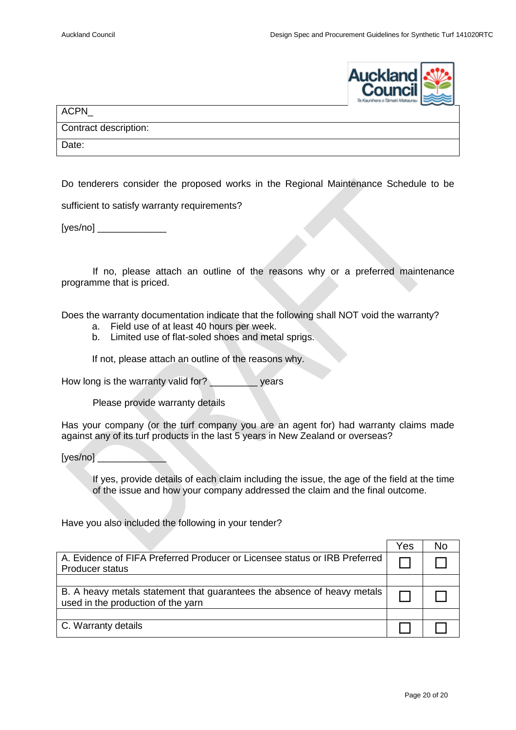| |
|---|
| ACPN_ |
| Contract description: |
| Date: |

Do tenderers consider the proposed works in the Regional Maintenance Schedule to be sufficient to satisfy warranty requirements?

[yes/no] _____________

If no, please attach an outline of the reasons why or a preferred maintenance programme that is priced.

Does the warranty documentation indicate that the following shall NOT void the warranty?

a. Field use of at least 40 hours per week.
b. Limited use of flat-soled shoes and metal sprigs.

If not, please attach an outline of the reasons why.

How long is the warranty valid for? _________ years

Please provide warranty details

Has your company (or the turf company you are an agent for) had warranty claims made against any of its turf products in the last 5 years in New Zealand or overseas?

[yes/no] _____________

If yes, provide details of each claim including the issue, the age of the field at the time of the issue and how your company addressed the claim and the final outcome.

Have you also included the following in your tender?

| | Yes | No |
|---|---|---|
| A. Evidence of FIFA Preferred Producer or Licensee status or IRB Preferred Producer status | ☐ | ☐ |
| | | |
| B. A heavy metals statement that guarantees the absence of heavy metals used in the production of the yarn | ☐ | ☐ |
| | | |
| C. Warranty details | ☐ | ☐ |